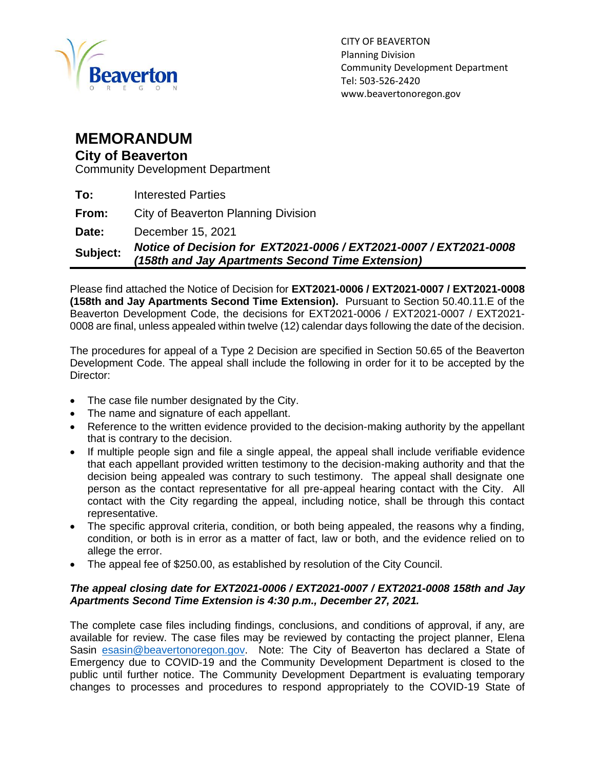CITY OF BEAVERTON
Planning Division
Community Development Department
Tel: 503-526-2420
www.beavertonoregon.gov

# MEMORANDUM

## City of Beaverton

Community Development Department

**To:** Interested Parties

**From:** City of Beaverton Planning Division

**Date:** December 15, 2021

**Subject:** ***Notice of Decision for EXT2021-0006 / EXT2021-0007 / EXT2021-0008 (158th and Jay Apartments Second Time Extension)***

---

Please find attached the Notice of Decision for **EXT2021-0006 / EXT2021-0007 / EXT2021-0008 (158th and Jay Apartments Second Time Extension).** Pursuant to Section 50.40.11.E of the Beaverton Development Code, the decisions for EXT2021-0006 / EXT2021-0007 / EXT2021-0008 are final, unless appealed within twelve (12) calendar days following the date of the decision.

The procedures for appeal of a Type 2 Decision are specified in Section 50.65 of the Beaverton Development Code. The appeal shall include the following in order for it to be accepted by the Director:

- The case file number designated by the City.
- The name and signature of each appellant.
- Reference to the written evidence provided to the decision-making authority by the appellant that is contrary to the decision.
- If multiple people sign and file a single appeal, the appeal shall include verifiable evidence that each appellant provided written testimony to the decision-making authority and that the decision being appealed was contrary to such testimony. The appeal shall designate one person as the contact representative for all pre-appeal hearing contact with the City. All contact with the City regarding the appeal, including notice, shall be through this contact representative.
- The specific approval criteria, condition, or both being appealed, the reasons why a finding, condition, or both is in error as a matter of fact, law or both, and the evidence relied on to allege the error.
- The appeal fee of $250.00, as established by resolution of the City Council.

***The appeal closing date for EXT2021-0006 / EXT2021-0007 / EXT2021-0008 158th and Jay Apartments Second Time Extension is 4:30 p.m., December 27, 2021.***

The complete case files including findings, conclusions, and conditions of approval, if any, are available for review. The case files may be reviewed by contacting the project planner, Elena Sasin esasin@beavertonoregon.gov. Note: The City of Beaverton has declared a State of Emergency due to COVID-19 and the Community Development Department is closed to the public until further notice. The Community Development Department is evaluating temporary changes to processes and procedures to respond appropriately to the COVID-19 State of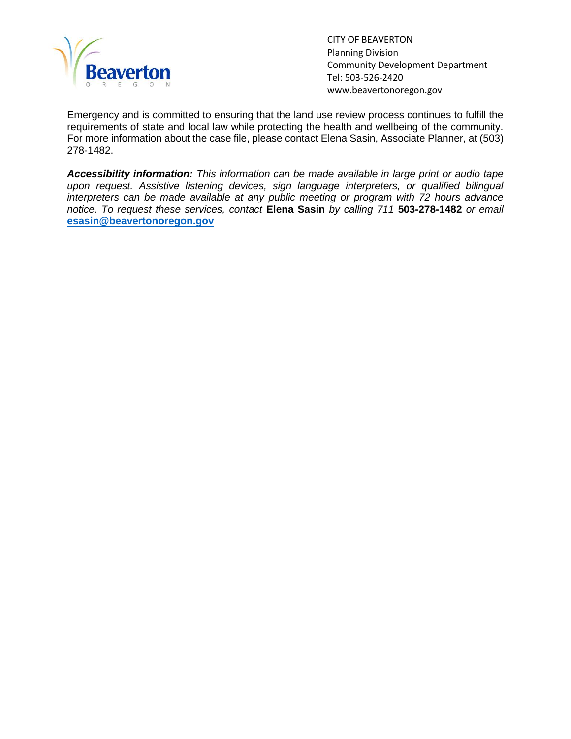CITY OF BEAVERTON
Planning Division
Community Development Department
Tel: 503-526-2420
www.beavertonoregon.gov

Emergency and is committed to ensuring that the land use review process continues to fulfill the requirements of state and local law while protecting the health and wellbeing of the community. For more information about the case file, please contact Elena Sasin, Associate Planner, at (503) 278-1482.

***Accessibility information:*** *This information can be made available in large print or audio tape upon request. Assistive listening devices, sign language interpreters, or qualified bilingual interpreters can be made available at any public meeting or program with 72 hours advance notice. To request these services, contact* **Elena Sasin** *by calling 711* **503-278-1482** *or email* **esasin@beavertonoregon.gov**